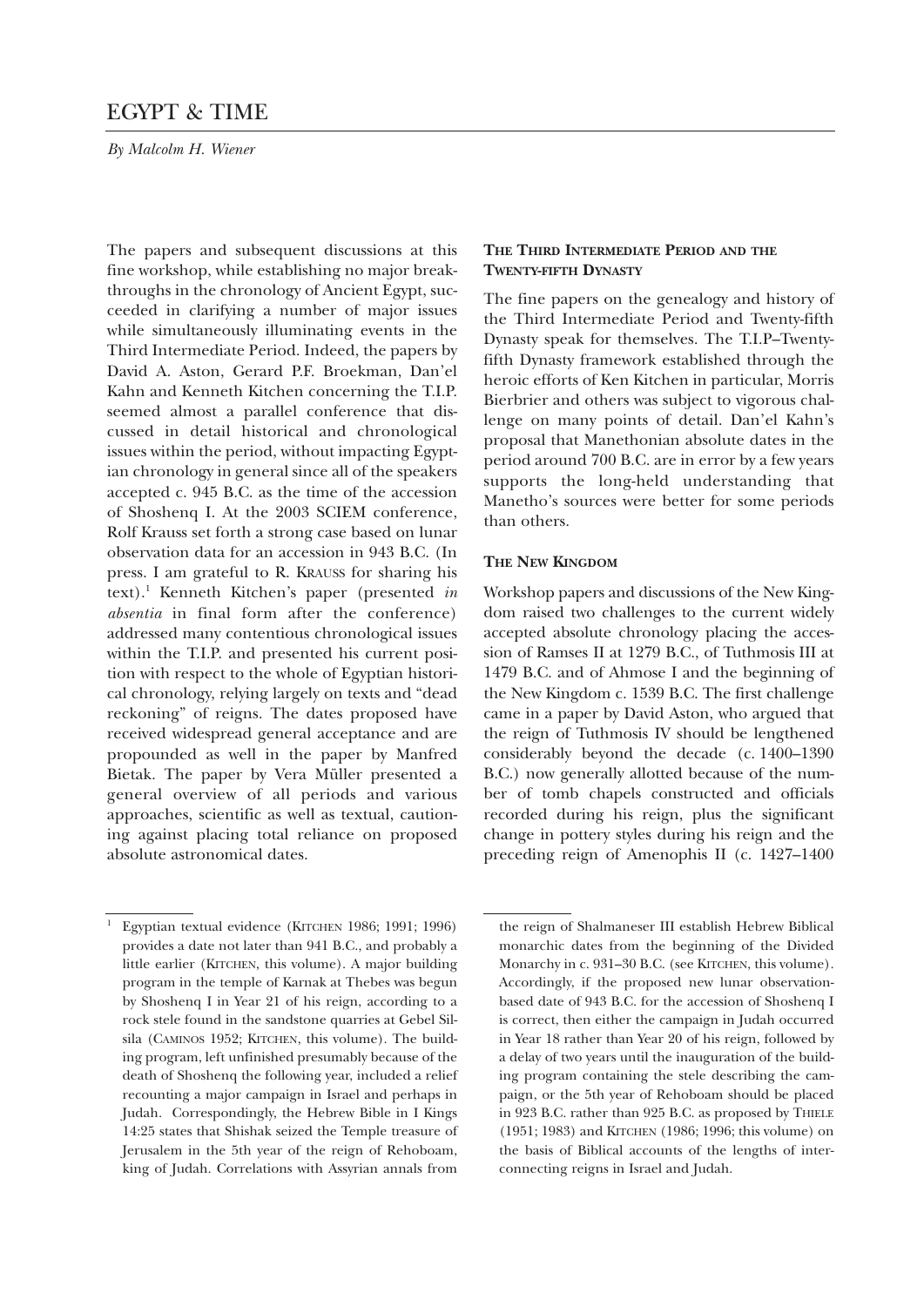# EGYPT & TIME

*By Malcolm H. Wiener*

The papers and subsequent discussions at this fine workshop, while establishing no major breakthroughs in the chronology of Ancient Egypt, succeeded in clarifying a number of major issues while simultaneously illuminating events in the Third Intermediate Period. Indeed, the papers by David A. Aston, Gerard P.F. Broekman, Dan'el Kahn and Kenneth Kitchen concerning the T.I.P. seemed almost a parallel conference that discussed in detail historical and chronological issues within the period, without impacting Egyptian chronology in general since all of the speakers accepted c. 945 B.C. as the time of the accession of Shoshenq I. At the 2003 SCIEM conference, Rolf Krauss set forth a strong case based on lunar observation data for an accession in 943 B.C. (In press. I am grateful to R. KRAUSS for sharing his text).[1] Kenneth Kitchen's paper (presented *in absentia* in final form after the conference) addressed many contentious chronological issues within the T.I.P. and presented his current position with respect to the whole of Egyptian historical chronology, relying largely on texts and "dead reckoning" of reigns. The dates proposed have received widespread general acceptance and are propounded as well in the paper by Manfred Bietak. The paper by Vera Müller presented a general overview of all periods and various approaches, scientific as well as textual, cautioning against placing total reliance on proposed absolute astronomical dates.

## THE THIRD INTERMEDIATE PERIOD AND THE TWENTY-FIFTH DYNASTY

The fine papers on the genealogy and history of the Third Intermediate Period and Twenty-fifth Dynasty speak for themselves. The T.I.P–Twenty-fifth Dynasty framework established through the heroic efforts of Ken Kitchen in particular, Morris Bierbrier and others was subject to vigorous challenge on many points of detail. Dan'el Kahn's proposal that Manethonian absolute dates in the period around 700 B.C. are in error by a few years supports the long-held understanding that Manetho's sources were better for some periods than others.

## THE NEW KINGDOM

Workshop papers and discussions of the New Kingdom raised two challenges to the current widely accepted absolute chronology placing the accession of Ramses II at 1279 B.C., of Tuthmosis III at 1479 B.C. and of Ahmose I and the beginning of the New Kingdom c. 1539 B.C. The first challenge came in a paper by David Aston, who argued that the reign of Tuthmosis IV should be lengthened considerably beyond the decade (c. 1400–1390 B.C.) now generally allotted because of the number of tomb chapels constructed and officials recorded during his reign, plus the significant change in pottery styles during his reign and the preceding reign of Amenophis II (c. 1427–1400

---

[1] Egyptian textual evidence (KITCHEN 1986; 1991; 1996) provides a date not later than 941 B.C., and probably a little earlier (KITCHEN, this volume). A major building program in the temple of Karnak at Thebes was begun by Shoshenq I in Year 21 of his reign, according to a rock stele found in the sandstone quarries at Gebel Silsila (CAMINOS 1952; KITCHEN, this volume). The building program, left unfinished presumably because of the death of Shoshenq the following year, included a relief recounting a major campaign in Israel and perhaps in Judah. Correspondingly, the Hebrew Bible in I Kings 14:25 states that Shishak seized the Temple treasure of Jerusalem in the 5th year of the reign of Rehoboam, king of Judah. Correlations with Assyrian annals from the reign of Shalmaneser III establish Hebrew Biblical monarchic dates from the beginning of the Divided Monarchy in c. 931–30 B.C. (see KITCHEN, this volume). Accordingly, if the proposed new lunar observation-based date of 943 B.C. for the accession of Shoshenq I is correct, then either the campaign in Judah occurred in Year 18 rather than Year 20 of his reign, followed by a delay of two years until the inauguration of the building program containing the stele describing the campaign, or the 5th year of Rehoboam should be placed in 923 B.C. rather than 925 B.C. as proposed by THIELE (1951; 1983) and KITCHEN (1986; 1996; this volume) on the basis of Biblical accounts of the lengths of interconnecting reigns in Israel and Judah.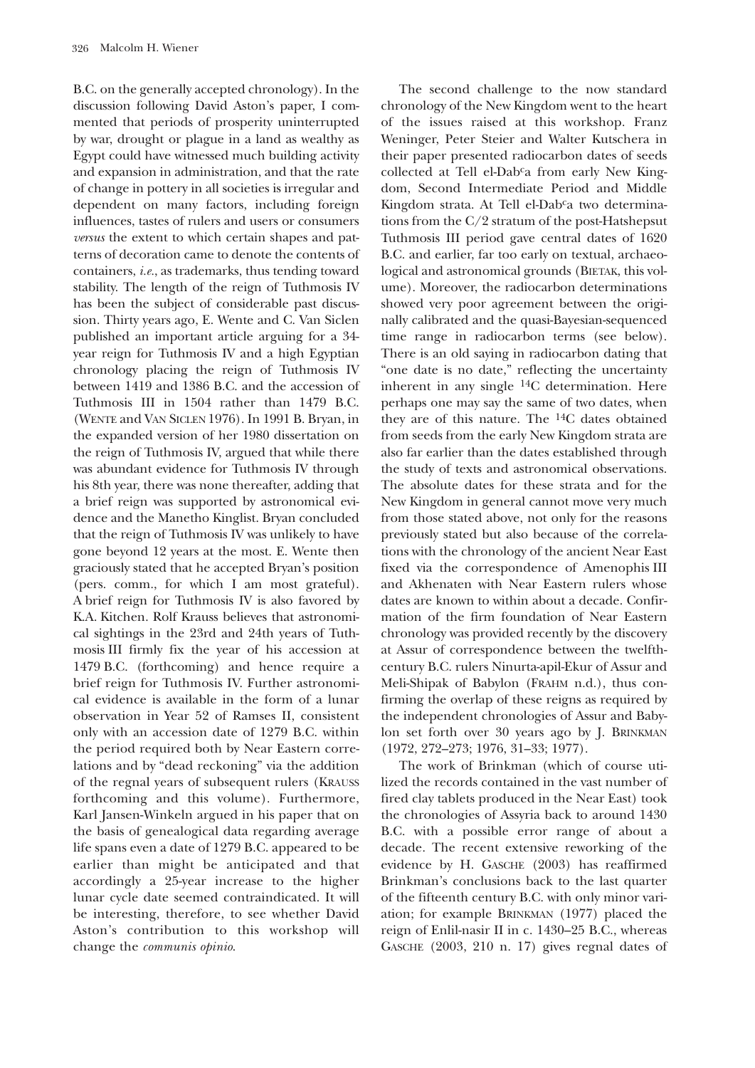B.C. on the generally accepted chronology). In the discussion following David Aston's paper, I commented that periods of prosperity uninterrupted by war, drought or plague in a land as wealthy as Egypt could have witnessed much building activity and expansion in administration, and that the rate of change in pottery in all societies is irregular and dependent on many factors, including foreign influences, tastes of rulers and users or consumers *versus* the extent to which certain shapes and patterns of decoration came to denote the contents of containers, *i.e.*, as trademarks, thus tending toward stability. The length of the reign of Tuthmosis IV has been the subject of considerable past discussion. Thirty years ago, E. Wente and C. Van Siclen published an important article arguing for a 34-year reign for Tuthmosis IV and a high Egyptian chronology placing the reign of Tuthmosis IV between 1419 and 1386 B.C. and the accession of Tuthmosis III in 1504 rather than 1479 B.C. (Wente and Van Siclen 1976). In 1991 B. Bryan, in the expanded version of her 1980 dissertation on the reign of Tuthmosis IV, argued that while there was abundant evidence for Tuthmosis IV through his 8th year, there was none thereafter, adding that a brief reign was supported by astronomical evidence and the Manetho Kinglist. Bryan concluded that the reign of Tuthmosis IV was unlikely to have gone beyond 12 years at the most. E. Wente then graciously stated that he accepted Bryan's position (pers. comm., for which I am most grateful). A brief reign for Tuthmosis IV is also favored by K.A. Kitchen. Rolf Krauss believes that astronomical sightings in the 23rd and 24th years of Tuthmosis III firmly fix the year of his accession at 1479 B.C. (forthcoming) and hence require a brief reign for Tuthmosis IV. Further astronomical evidence is available in the form of a lunar observation in Year 52 of Ramses II, consistent only with an accession date of 1279 B.C. within the period required both by Near Eastern correlations and by "dead reckoning" via the addition of the regnal years of subsequent rulers (Krauss forthcoming and this volume). Furthermore, Karl Jansen-Winkeln argued in his paper that on the basis of genealogical data regarding average life spans even a date of 1279 B.C. appeared to be earlier than might be anticipated and that accordingly a 25-year increase to the higher lunar cycle date seemed contraindicated. It will be interesting, therefore, to see whether David Aston's contribution to this workshop will change the *communis opinio*.

The second challenge to the now standard chronology of the New Kingdom went to the heart of the issues raised at this workshop. Franz Weninger, Peter Steier and Walter Kutschera in their paper presented radiocarbon dates of seeds collected at Tell el-Dab$^{c}$a from early New Kingdom, Second Intermediate Period and Middle Kingdom strata. At Tell el-Dab$^{c}$a two determinations from the C/2 stratum of the post-Hatshepsut Tuthmosis III period gave central dates of 1620 B.C. and earlier, far too early on textual, archaeological and astronomical grounds (Bietak, this volume). Moreover, the radiocarbon determinations showed very poor agreement between the originally calibrated and the quasi-Bayesian-sequenced time range in radiocarbon terms (see below). There is an old saying in radiocarbon dating that "one date is no date," reflecting the uncertainty inherent in any single $^{14}$C determination. Here perhaps one may say the same of two dates, when they are of this nature. The $^{14}$C dates obtained from seeds from the early New Kingdom strata are also far earlier than the dates established through the study of texts and astronomical observations. The absolute dates for these strata and for the New Kingdom in general cannot move very much from those stated above, not only for the reasons previously stated but also because of the correlations with the chronology of the ancient Near East fixed via the correspondence of Amenophis III and Akhenaten with Near Eastern rulers whose dates are known to within about a decade. Confirmation of the firm foundation of Near Eastern chronology was provided recently by the discovery at Assur of correspondence between the twelfth-century B.C. rulers Ninurta-apil-Ekur of Assur and Meli-Shipak of Babylon (Frahm n.d.), thus confirming the overlap of these reigns as required by the independent chronologies of Assur and Babylon set forth over 30 years ago by J. Brinkman (1972, 272–273; 1976, 31–33; 1977).

The work of Brinkman (which of course utilized the records contained in the vast number of fired clay tablets produced in the Near East) took the chronologies of Assyria back to around 1430 B.C. with a possible error range of about a decade. The recent extensive reworking of the evidence by H. Gasche (2003) has reaffirmed Brinkman's conclusions back to the last quarter of the fifteenth century B.C. with only minor variation; for example Brinkman (1977) placed the reign of Enlil-nasir II in c. 1430–25 B.C., whereas Gasche (2003, 210 n. 17) gives regnal dates of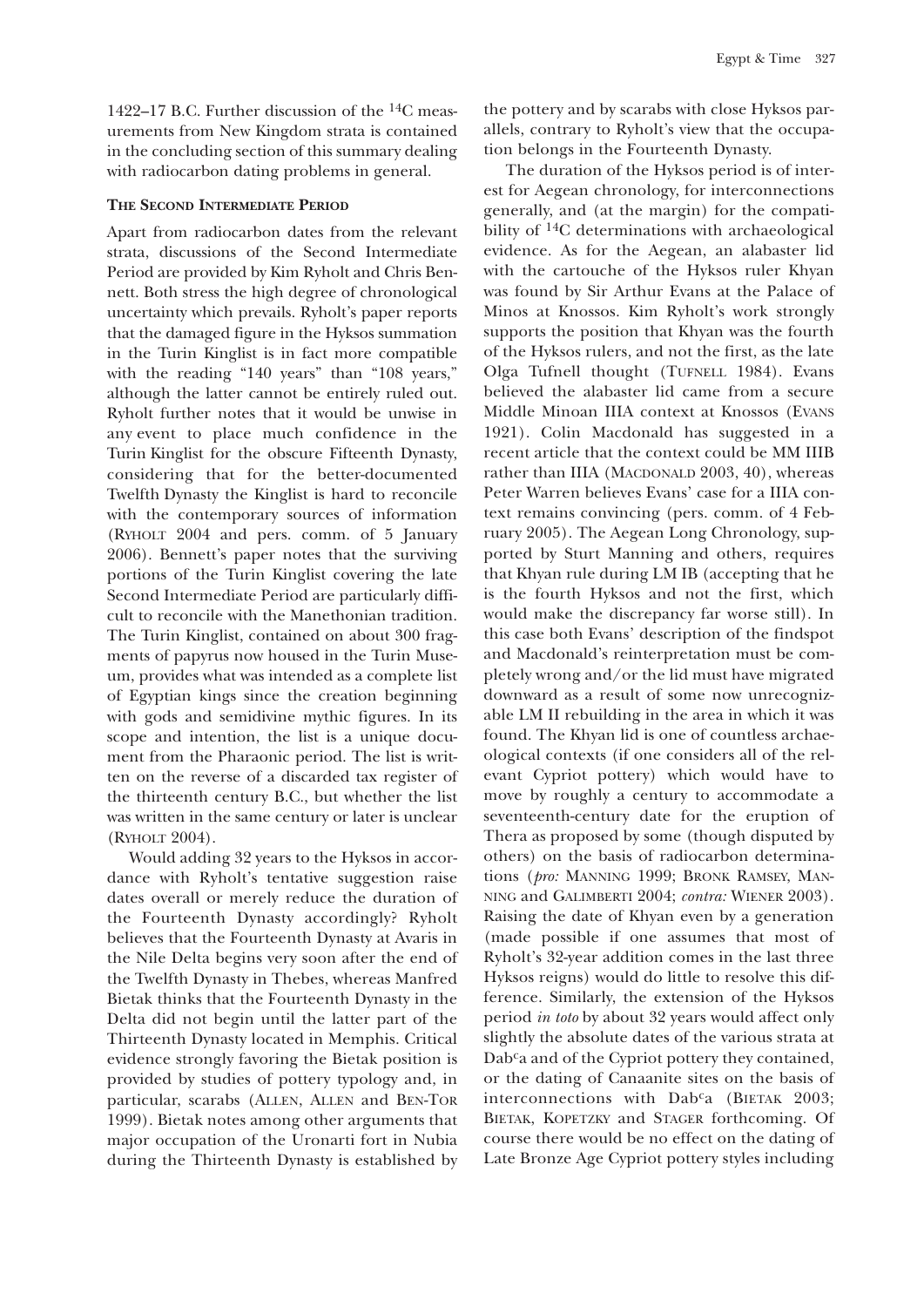1422–17 B.C. Further discussion of the $^{14}$C measurements from New Kingdom strata is contained in the concluding section of this summary dealing with radiocarbon dating problems in general.

### The Second Intermediate Period

Apart from radiocarbon dates from the relevant strata, discussions of the Second Intermediate Period are provided by Kim Ryholt and Chris Bennett. Both stress the high degree of chronological uncertainty which prevails. Ryholt's paper reports that the damaged figure in the Hyksos summation in the Turin Kinglist is in fact more compatible with the reading "140 years" than "108 years," although the latter cannot be entirely ruled out. Ryholt further notes that it would be unwise in any event to place much confidence in the Turin Kinglist for the obscure Fifteenth Dynasty, considering that for the better-documented Twelfth Dynasty the Kinglist is hard to reconcile with the contemporary sources of information (Ryholt 2004 and pers. comm. of 5 January 2006). Bennett's paper notes that the surviving portions of the Turin Kinglist covering the late Second Intermediate Period are particularly difficult to reconcile with the Manethonian tradition. The Turin Kinglist, contained on about 300 fragments of papyrus now housed in the Turin Museum, provides what was intended as a complete list of Egyptian kings since the creation beginning with gods and semidivine mythic figures. In its scope and intention, the list is a unique document from the Pharaonic period. The list is written on the reverse of a discarded tax register of the thirteenth century B.C., but whether the list was written in the same century or later is unclear (Ryholt 2004).

Would adding 32 years to the Hyksos in accordance with Ryholt's tentative suggestion raise dates overall or merely reduce the duration of the Fourteenth Dynasty accordingly? Ryholt believes that the Fourteenth Dynasty at Avaris in the Nile Delta begins very soon after the end of the Twelfth Dynasty in Thebes, whereas Manfred Bietak thinks that the Fourteenth Dynasty in the Delta did not begin until the latter part of the Thirteenth Dynasty located in Memphis. Critical evidence strongly favoring the Bietak position is provided by studies of pottery typology and, in particular, scarabs (Allen, Allen and Ben-Tor 1999). Bietak notes among other arguments that major occupation of the Uronarti fort in Nubia during the Thirteenth Dynasty is established by the pottery and by scarabs with close Hyksos parallels, contrary to Ryholt's view that the occupation belongs in the Fourteenth Dynasty.

The duration of the Hyksos period is of interest for Aegean chronology, for interconnections generally, and (at the margin) for the compatibility of $^{14}$C determinations with archaeological evidence. As for the Aegean, an alabaster lid with the cartouche of the Hyksos ruler Khyan was found by Sir Arthur Evans at the Palace of Minos at Knossos. Kim Ryholt's work strongly supports the position that Khyan was the fourth of the Hyksos rulers, and not the first, as the late Olga Tufnell thought (Tufnell 1984). Evans believed the alabaster lid came from a secure Middle Minoan IIIA context at Knossos (Evans 1921). Colin Macdonald has suggested in a recent article that the context could be MM IIIB rather than IIIA (Macdonald 2003, 40), whereas Peter Warren believes Evans' case for a IIIA context remains convincing (pers. comm. of 4 February 2005). The Aegean Long Chronology, supported by Sturt Manning and others, requires that Khyan rule during LM IB (accepting that he is the fourth Hyksos and not the first, which would make the discrepancy far worse still). In this case both Evans' description of the findspot and Macdonald's reinterpretation must be completely wrong and/or the lid must have migrated downward as a result of some now unrecognizable LM II rebuilding in the area in which it was found. The Khyan lid is one of countless archaeological contexts (if one considers all of the relevant Cypriot pottery) which would have to move by roughly a century to accommodate a seventeenth-century date for the eruption of Thera as proposed by some (though disputed by others) on the basis of radiocarbon determinations (*pro:* Manning 1999; Bronk Ramsey, Manning and Galimberti 2004; *contra:* Wiener 2003). Raising the date of Khyan even by a generation (made possible if one assumes that most of Ryholt's 32-year addition comes in the last three Hyksos reigns) would do little to resolve this difference. Similarly, the extension of the Hyksos period *in toto* by about 32 years would affect only slightly the absolute dates of the various strata at Dab$^{c}$a and of the Cypriot pottery they contained, or the dating of Canaanite sites on the basis of interconnections with Dab$^{c}$a (Bietak 2003; Bietak, Kopetzky and Stager forthcoming. Of course there would be no effect on the dating of Late Bronze Age Cypriot pottery styles including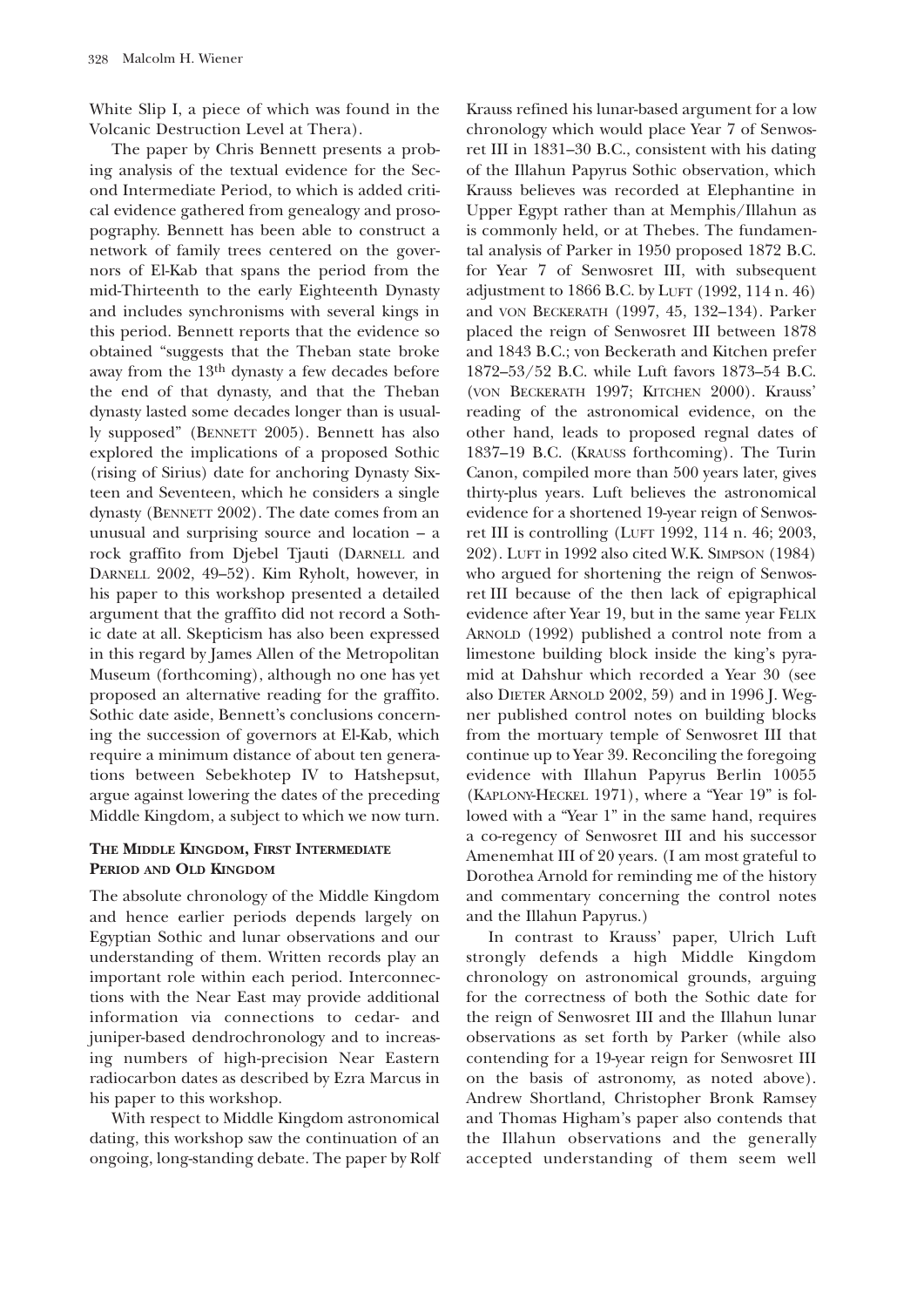White Slip I, a piece of which was found in the Volcanic Destruction Level at Thera).

The paper by Chris Bennett presents a probing analysis of the textual evidence for the Second Intermediate Period, to which is added critical evidence gathered from genealogy and prosopography. Bennett has been able to construct a network of family trees centered on the governors of El-Kab that spans the period from the mid-Thirteenth to the early Eighteenth Dynasty and includes synchronisms with several kings in this period. Bennett reports that the evidence so obtained "suggests that the Theban state broke away from the 13th dynasty a few decades before the end of that dynasty, and that the Theban dynasty lasted some decades longer than is usually supposed" (BENNETT 2005). Bennett has also explored the implications of a proposed Sothic (rising of Sirius) date for anchoring Dynasty Sixteen and Seventeen, which he considers a single dynasty (BENNETT 2002). The date comes from an unusual and surprising source and location – a rock graffito from Djebel Tjauti (DARNELL and DARNELL 2002, 49–52). Kim Ryholt, however, in his paper to this workshop presented a detailed argument that the graffito did not record a Sothic date at all. Skepticism has also been expressed in this regard by James Allen of the Metropolitan Museum (forthcoming), although no one has yet proposed an alternative reading for the graffito. Sothic date aside, Bennett's conclusions concerning the succession of governors at El-Kab, which require a minimum distance of about ten generations between Sebekhotep IV to Hatshepsut, argue against lowering the dates of the preceding Middle Kingdom, a subject to which we now turn.

## THE MIDDLE KINGDOM, FIRST INTERMEDIATE PERIOD AND OLD KINGDOM

The absolute chronology of the Middle Kingdom and hence earlier periods depends largely on Egyptian Sothic and lunar observations and our understanding of them. Written records play an important role within each period. Interconnections with the Near East may provide additional information via connections to cedar- and juniper-based dendrochronology and to increasing numbers of high-precision Near Eastern radiocarbon dates as described by Ezra Marcus in his paper to this workshop.

With respect to Middle Kingdom astronomical dating, this workshop saw the continuation of an ongoing, long-standing debate. The paper by Rolf Krauss refined his lunar-based argument for a low chronology which would place Year 7 of Senwosret III in 1831–30 B.C., consistent with his dating of the Illahun Papyrus Sothic observation, which Krauss believes was recorded at Elephantine in Upper Egypt rather than at Memphis/Illahun as is commonly held, or at Thebes. The fundamental analysis of Parker in 1950 proposed 1872 B.C. for Year 7 of Senwosret III, with subsequent adjustment to 1866 B.C. by LUFT (1992, 114 n. 46) and VON BECKERATH (1997, 45, 132–134). Parker placed the reign of Senwosret III between 1878 and 1843 B.C.; von Beckerath and Kitchen prefer 1872–53/52 B.C. while Luft favors 1873–54 B.C. (VON BECKERATH 1997; KITCHEN 2000). Krauss' reading of the astronomical evidence, on the other hand, leads to proposed regnal dates of 1837–19 B.C. (KRAUSS forthcoming). The Turin Canon, compiled more than 500 years later, gives thirty-plus years. Luft believes the astronomical evidence for a shortened 19-year reign of Senwosret III is controlling (LUFT 1992, 114 n. 46; 2003, 202). LUFT in 1992 also cited W.K. SIMPSON (1984) who argued for shortening the reign of Senwosret III because of the then lack of epigraphical evidence after Year 19, but in the same year FELIX ARNOLD (1992) published a control note from a limestone building block inside the king's pyramid at Dahshur which recorded a Year 30 (see also DIETER ARNOLD 2002, 59) and in 1996 J. Wegner published control notes on building blocks from the mortuary temple of Senwosret III that continue up to Year 39. Reconciling the foregoing evidence with Illahun Papyrus Berlin 10055 (KAPLONY-HECKEL 1971), where a "Year 19" is followed with a "Year 1" in the same hand, requires a co-regency of Senwosret III and his successor Amenemhat III of 20 years. (I am most grateful to Dorothea Arnold for reminding me of the history and commentary concerning the control notes and the Illahun Papyrus.)

In contrast to Krauss' paper, Ulrich Luft strongly defends a high Middle Kingdom chronology on astronomical grounds, arguing for the correctness of both the Sothic date for the reign of Senwosret III and the Illahun lunar observations as set forth by Parker (while also contending for a 19-year reign for Senwosret III on the basis of astronomy, as noted above). Andrew Shortland, Christopher Bronk Ramsey and Thomas Higham's paper also contends that the Illahun observations and the generally accepted understanding of them seem well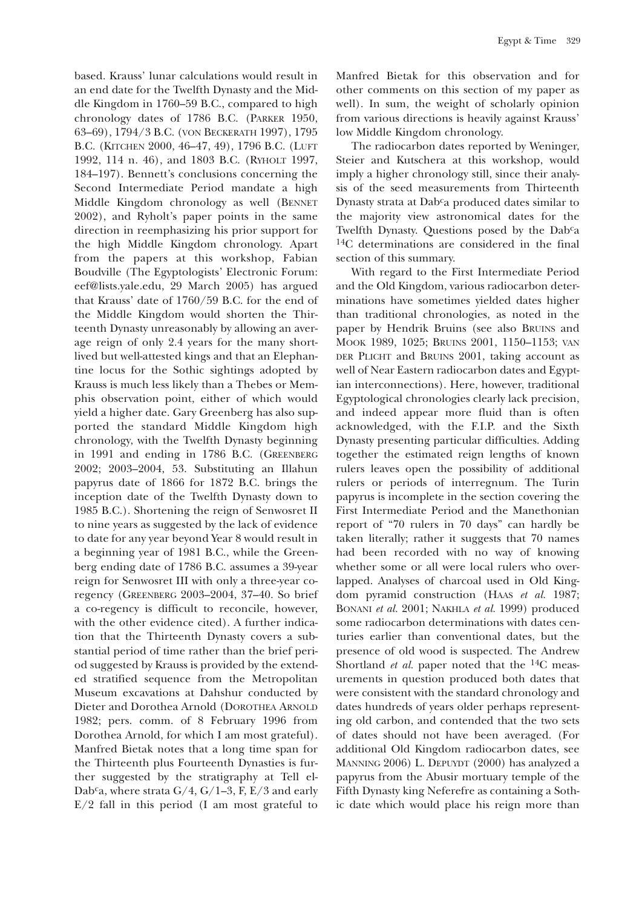based. Krauss' lunar calculations would result in an end date for the Twelfth Dynasty and the Middle Kingdom in 1760–59 B.C., compared to high chronology dates of 1786 B.C. (PARKER 1950, 63–69), 1794/3 B.C. (VON BECKERATH 1997), 1795 B.C. (KITCHEN 2000, 46–47, 49), 1796 B.C. (LUFT 1992, 114 n. 46), and 1803 B.C. (RYHOLT 1997, 184–197). Bennett's conclusions concerning the Second Intermediate Period mandate a high Middle Kingdom chronology as well (BENNET 2002), and Ryholt's paper points in the same direction in reemphasizing his prior support for the high Middle Kingdom chronology. Apart from the papers at this workshop, Fabian Boudville (The Egyptologists' Electronic Forum: eef@lists.yale.edu, 29 March 2005) has argued that Krauss' date of 1760/59 B.C. for the end of the Middle Kingdom would shorten the Thirteenth Dynasty unreasonably by allowing an average reign of only 2.4 years for the many short-lived but well-attested kings and that an Elephantine locus for the Sothic sightings adopted by Krauss is much less likely than a Thebes or Memphis observation point, either of which would yield a higher date. Gary Greenberg has also supported the standard Middle Kingdom high chronology, with the Twelfth Dynasty beginning in 1991 and ending in 1786 B.C. (GREENBERG 2002; 2003–2004, 53. Substituting an Illahun papyrus date of 1866 for 1872 B.C. brings the inception date of the Twelfth Dynasty down to 1985 B.C.). Shortening the reign of Senwosret II to nine years as suggested by the lack of evidence to date for any year beyond Year 8 would result in a beginning year of 1981 B.C., while the Greenberg ending date of 1786 B.C. assumes a 39-year reign for Senwosret III with only a three-year co-regency (GREENBERG 2003–2004, 37–40. So brief a co-regency is difficult to reconcile, however, with the other evidence cited). A further indication that the Thirteenth Dynasty covers a substantial period of time rather than the brief period suggested by Krauss is provided by the extended stratified sequence from the Metropolitan Museum excavations at Dahshur conducted by Dieter and Dorothea Arnold (DOROTHEA ARNOLD 1982; pers. comm. of 8 February 1996 from Dorothea Arnold, for which I am most grateful). Manfred Bietak notes that a long time span for the Thirteenth plus Fourteenth Dynasties is further suggested by the stratigraphy at Tell el-Dabᶜa, where strata G/4, G/1–3, F, E/3 and early E/2 fall in this period (I am most grateful to Manfred Bietak for this observation and for other comments on this section of my paper as well). In sum, the weight of scholarly opinion from various directions is heavily against Krauss' low Middle Kingdom chronology.

The radiocarbon dates reported by Weninger, Steier and Kutschera at this workshop, would imply a higher chronology still, since their analysis of the seed measurements from Thirteenth Dynasty strata at Dabᶜa produced dates similar to the majority view astronomical dates for the Twelfth Dynasty. Questions posed by the Dabᶜa $^{14}C$ determinations are considered in the final section of this summary.

With regard to the First Intermediate Period and the Old Kingdom, various radiocarbon determinations have sometimes yielded dates higher than traditional chronologies, as noted in the paper by Hendrik Bruins (see also BRUINS and MOOK 1989, 1025; BRUINS 2001, 1150–1153; VAN DER PLICHT and BRUINS 2001, taking account as well of Near Eastern radiocarbon dates and Egyptian interconnections). Here, however, traditional Egyptological chronologies clearly lack precision, and indeed appear more fluid than is often acknowledged, with the F.I.P. and the Sixth Dynasty presenting particular difficulties. Adding together the estimated reign lengths of known rulers leaves open the possibility of additional rulers or periods of interregnum. The Turin papyrus is incomplete in the section covering the First Intermediate Period and the Manethonian report of "70 rulers in 70 days" can hardly be taken literally; rather it suggests that 70 names had been recorded with no way of knowing whether some or all were local rulers who overlapped. Analyses of charcoal used in Old Kingdom pyramid construction (HAAS *et al.* 1987; BONANI *et al.* 2001; NAKHLA *et al.* 1999) produced some radiocarbon determinations with dates centuries earlier than conventional dates, but the presence of old wood is suspected. The Andrew Shortland *et al.* paper noted that the $^{14}C$ measurements in question produced both dates that were consistent with the standard chronology and dates hundreds of years older perhaps representing old carbon, and contended that the two sets of dates should not have been averaged. (For additional Old Kingdom radiocarbon dates, see MANNING 2006) L. DEPUYDT (2000) has analyzed a papyrus from the Abusir mortuary temple of the Fifth Dynasty king Neferefre as containing a Sothic date which would place his reign more than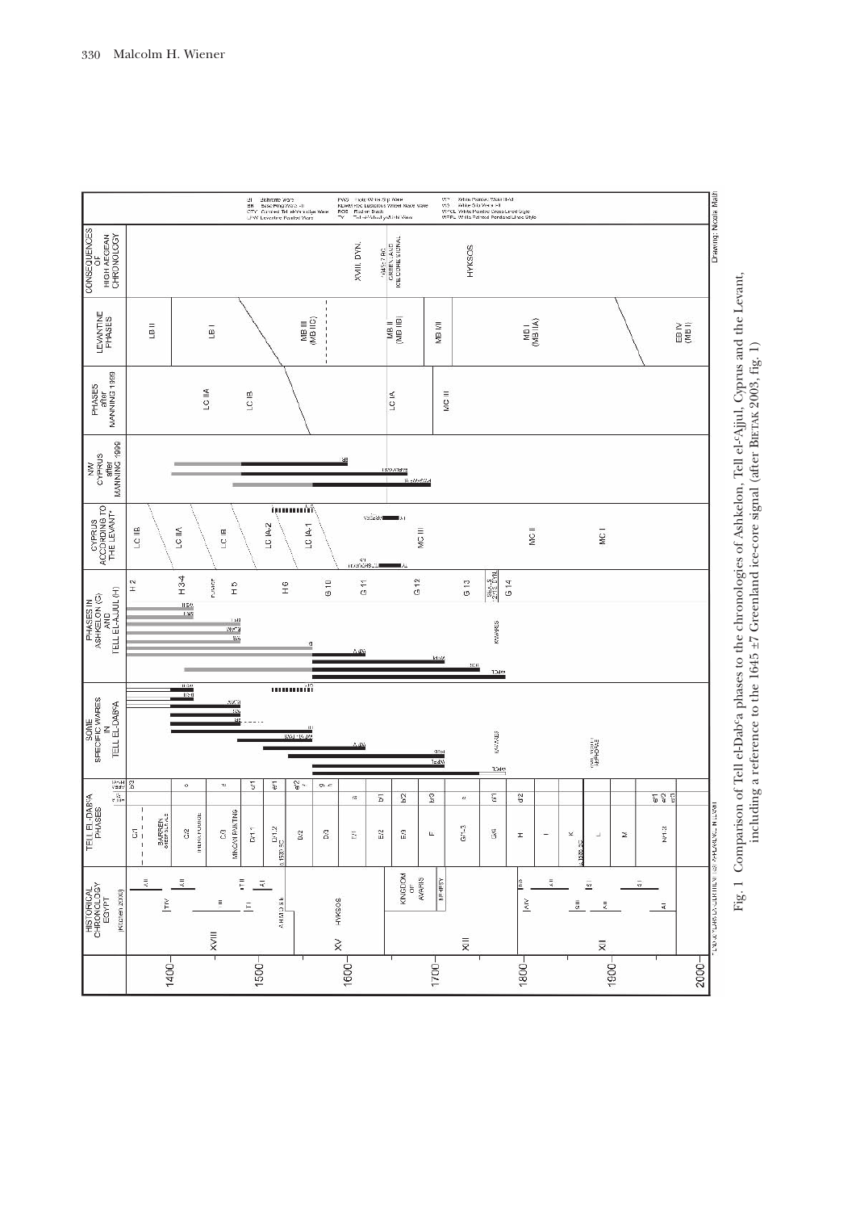Fig. 1 Comparison of Tell el-Dabʿa phases to the chronologies of Ashkelon, Tell el-ʿAjjul, Cyprus and the Levant, including a reference to the 1645 ±7 Greenland ice-core signal (after Bietak 2003, fig. 1)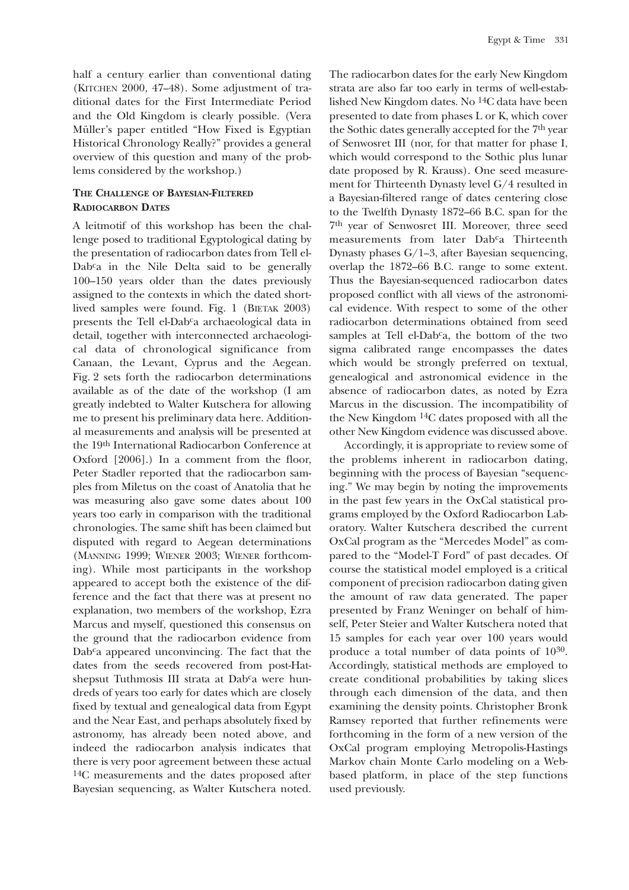half a century earlier than conventional dating (Kitchen 2000, 47–48). Some adjustment of traditional dates for the First Intermediate Period and the Old Kingdom is clearly possible. (Vera Müller's paper entitled "How Fixed is Egyptian Historical Chronology Really?" provides a general overview of this question and many of the problems considered by the workshop.)

### The Challenge of Bayesian-Filtered Radiocarbon Dates

A leitmotif of this workshop has been the challenge posed to traditional Egyptological dating by the presentation of radiocarbon dates from Tell el-Dab<sup>c</sup>a in the Nile Delta said to be generally 100–150 years older than the dates previously assigned to the contexts in which the dated short-lived samples were found. Fig. 1 (Bietak 2003) presents the Tell el-Dab<sup>c</sup>a archaeological data in detail, together with interconnected archaeological data of chronological significance from Canaan, the Levant, Cyprus and the Aegean. Fig. 2 sets forth the radiocarbon determinations available as of the date of the workshop (I am greatly indebted to Walter Kutschera for allowing me to present his preliminary data here. Additional measurements and analysis will be presented at the 19th International Radiocarbon Conference at Oxford [2006].) In a comment from the floor, Peter Stadler reported that the radiocarbon samples from Miletus on the coast of Anatolia that he was measuring also gave some dates about 100 years too early in comparison with the traditional chronologies. The same shift has been claimed but disputed with regard to Aegean determinations (Manning 1999; Wiener 2003; Wiener forthcoming). While most participants in the workshop appeared to accept both the existence of the difference and the fact that there was at present no explanation, two members of the workshop, Ezra Marcus and myself, questioned this consensus on the ground that the radiocarbon evidence from Dab<sup>c</sup>a appeared unconvincing. The fact that the dates from the seeds recovered from post-Hatshepsut Tuthmosis III strata at Dab<sup>c</sup>a were hundreds of years too early for dates which are closely fixed by textual and genealogical data from Egypt and the Near East, and perhaps absolutely fixed by astronomy, has already been noted above, and indeed the radiocarbon analysis indicates that there is very poor agreement between these actual $^{14}C$ measurements and the dates proposed after Bayesian sequencing, as Walter Kutschera noted. The radiocarbon dates for the early New Kingdom strata are also far too early in terms of well-established New Kingdom dates. No $^{14}C$ data have been presented to date from phases L or K, which cover the Sothic dates generally accepted for the 7th year of Senwosret III (nor, for that matter for phase I, which would correspond to the Sothic plus lunar date proposed by R. Krauss). One seed measurement for Thirteenth Dynasty level G/4 resulted in a Bayesian-filtered range of dates centering close to the Twelfth Dynasty 1872–66 B.C. span for the 7th year of Senwosret III. Moreover, three seed measurements from later Dab<sup>c</sup>a Thirteenth Dynasty phases G/1–3, after Bayesian sequencing, overlap the 1872–66 B.C. range to some extent. Thus the Bayesian-sequenced radiocarbon dates proposed conflict with all views of the astronomical evidence. With respect to some of the other radiocarbon determinations obtained from seed samples at Tell el-Dab<sup>c</sup>a, the bottom of the two sigma calibrated range encompasses the dates which would be strongly preferred on textual, genealogical and astronomical evidence in the absence of radiocarbon dates, as noted by Ezra Marcus in the discussion. The incompatibility of the New Kingdom $^{14}C$ dates proposed with all the other New Kingdom evidence was discussed above.

Accordingly, it is appropriate to review some of the problems inherent in radiocarbon dating, beginning with the process of Bayesian "sequencing." We may begin by noting the improvements in the past few years in the OxCal statistical programs employed by the Oxford Radiocarbon Laboratory. Walter Kutschera described the current OxCal program as the "Mercedes Model" as compared to the "Model-T Ford" of past decades. Of course the statistical model employed is a critical component of precision radiocarbon dating given the amount of raw data generated. The paper presented by Franz Weninger on behalf of himself, Peter Steier and Walter Kutschera noted that 15 samples for each year over 100 years would produce a total number of data points of $10^{30}$. Accordingly, statistical methods are employed to create conditional probabilities by taking slices through each dimension of the data, and then examining the density points. Christopher Bronk Ramsey reported that further refinements were forthcoming in the form of a new version of the OxCal program employing Metropolis-Hastings Markov chain Monte Carlo modeling on a Web-based platform, in place of the step functions used previously.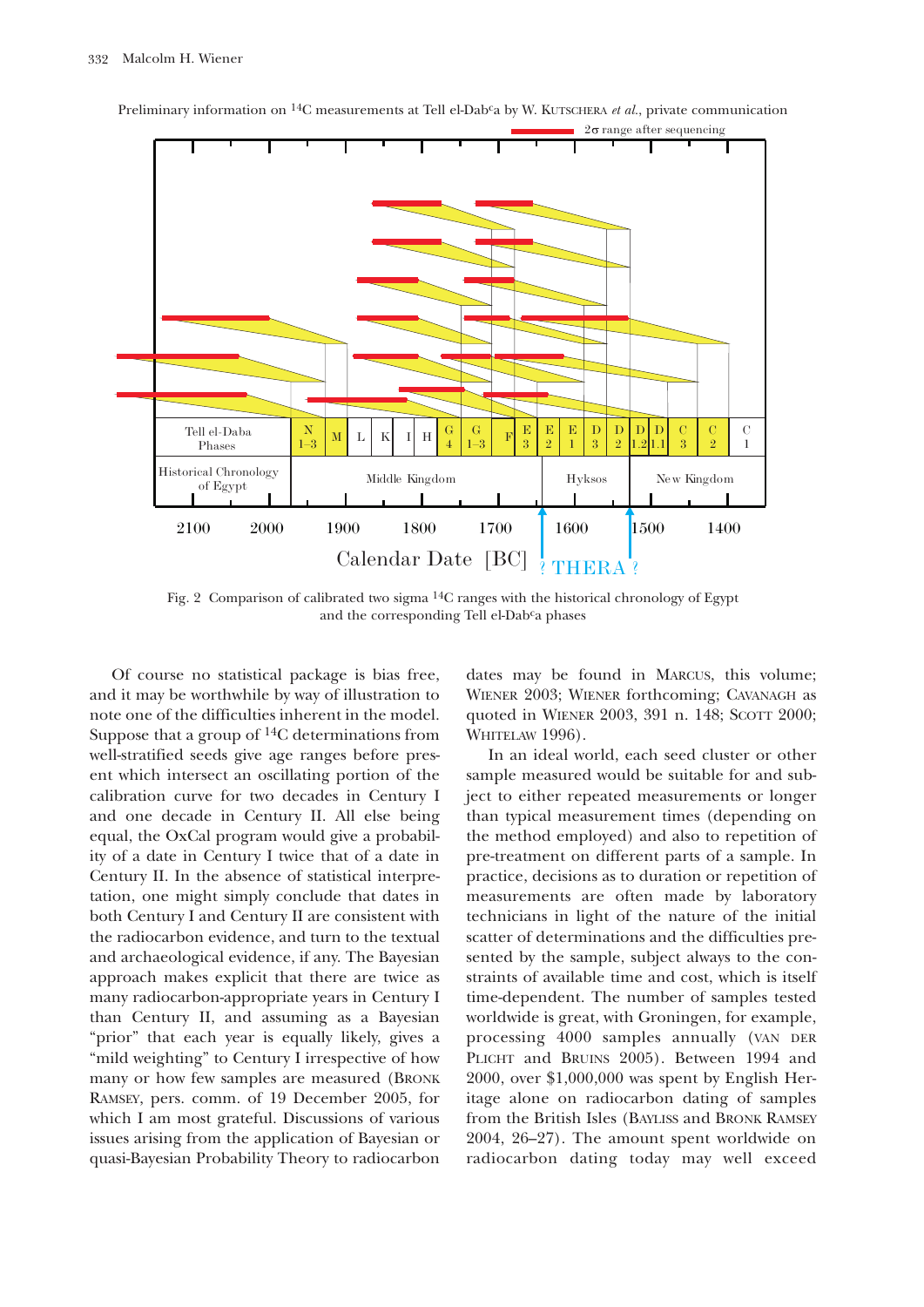Preliminary information on $^{14}$C measurements at Tell el-Dabʿa by W. Kutschera *et al.*, private communication

Fig. 2 Comparison of calibrated two sigma $^{14}$C ranges with the historical chronology of Egypt and the corresponding Tell el-Dabʿa phases

Of course no statistical package is bias free, and it may be worthwhile by way of illustration to note one of the difficulties inherent in the model. Suppose that a group of $^{14}$C determinations from well-stratified seeds give age ranges before present which intersect an oscillating portion of the calibration curve for two decades in Century I and one decade in Century II. All else being equal, the OxCal program would give a probability of a date in Century I twice that of a date in Century II. In the absence of statistical interpretation, one might simply conclude that dates in both Century I and Century II are consistent with the radiocarbon evidence, and turn to the textual and archaeological evidence, if any. The Bayesian approach makes explicit that there are twice as many radiocarbon-appropriate years in Century I than Century II, and assuming as a Bayesian "prior" that each year is equally likely, gives a "mild weighting" to Century I irrespective of how many or how few samples are measured (Bronk Ramsey, pers. comm. of 19 December 2005, for which I am most grateful. Discussions of various issues arising from the application of Bayesian or quasi-Bayesian Probability Theory to radiocarbon dates may be found in Marcus, this volume; Wiener 2003; Wiener forthcoming; Cavanagh as quoted in Wiener 2003, 391 n. 148; Scott 2000; Whitelaw 1996).

In an ideal world, each seed cluster or other sample measured would be suitable for and subject to either repeated measurements or longer than typical measurement times (depending on the method employed) and also to repetition of pre-treatment on different parts of a sample. In practice, decisions as to duration or repetition of measurements are often made by laboratory technicians in light of the nature of the initial scatter of determinations and the difficulties presented by the sample, subject always to the constraints of available time and cost, which is itself time-dependent. The number of samples tested worldwide is great, with Groningen, for example, processing 4000 samples annually (van der Plicht and Bruins 2005). Between 1994 and 2000, over $1,000,000 was spent by English Heritage alone on radiocarbon dating of samples from the British Isles (Bayliss and Bronk Ramsey 2004, 26–27). The amount spent worldwide on radiocarbon dating today may well exceed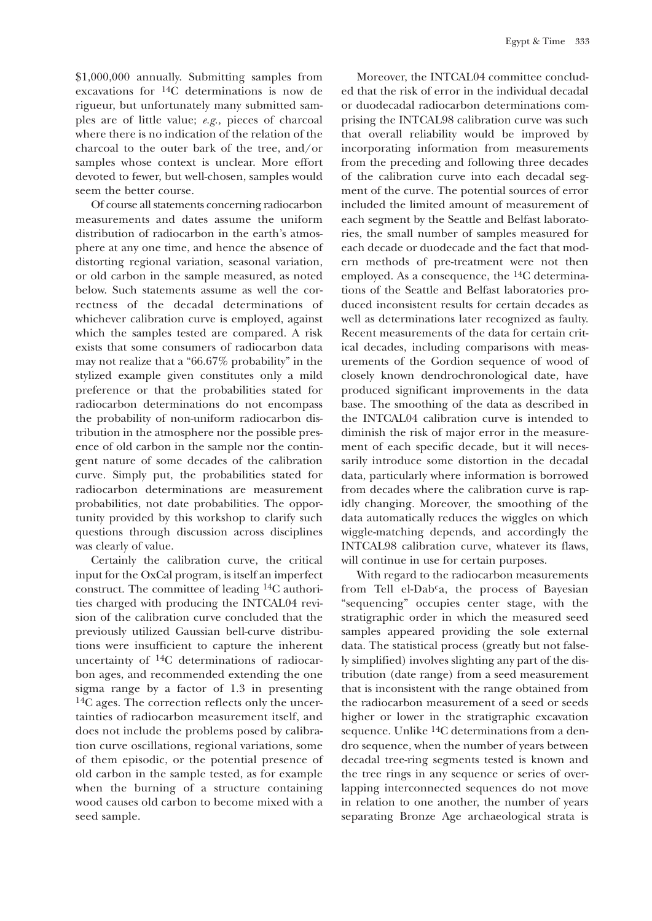$1,000,000 annually. Submitting samples from excavations for $^{14}C$ determinations is now de rigueur, but unfortunately many submitted samples are of little value; *e.g.,* pieces of charcoal where there is no indication of the relation of the charcoal to the outer bark of the tree, and/or samples whose context is unclear. More effort devoted to fewer, but well-chosen, samples would seem the better course.

Of course all statements concerning radiocarbon measurements and dates assume the uniform distribution of radiocarbon in the earth's atmosphere at any one time, and hence the absence of distorting regional variation, seasonal variation, or old carbon in the sample measured, as noted below. Such statements assume as well the correctness of the decadal determinations of whichever calibration curve is employed, against which the samples tested are compared. A risk exists that some consumers of radiocarbon data may not realize that a "66.67% probability" in the stylized example given constitutes only a mild preference or that the probabilities stated for radiocarbon determinations do not encompass the probability of non-uniform radiocarbon distribution in the atmosphere nor the possible presence of old carbon in the sample nor the contingent nature of some decades of the calibration curve. Simply put, the probabilities stated for radiocarbon determinations are measurement probabilities, not date probabilities. The opportunity provided by this workshop to clarify such questions through discussion across disciplines was clearly of value.

Certainly the calibration curve, the critical input for the OxCal program, is itself an imperfect construct. The committee of leading $^{14}C$ authorities charged with producing the INTCAL04 revision of the calibration curve concluded that the previously utilized Gaussian bell-curve distributions were insufficient to capture the inherent uncertainty of $^{14}C$ determinations of radiocarbon ages, and recommended extending the one sigma range by a factor of 1.3 in presenting $^{14}C$ ages. The correction reflects only the uncertainties of radiocarbon measurement itself, and does not include the problems posed by calibration curve oscillations, regional variations, some of them episodic, or the potential presence of old carbon in the sample tested, as for example when the burning of a structure containing wood causes old carbon to become mixed with a seed sample.

Moreover, the INTCAL04 committee concluded that the risk of error in the individual decadal or duodecadal radiocarbon determinations comprising the INTCAL98 calibration curve was such that overall reliability would be improved by incorporating information from measurements from the preceding and following three decades of the calibration curve into each decadal segment of the curve. The potential sources of error included the limited amount of measurement of each segment by the Seattle and Belfast laboratories, the small number of samples measured for each decade or duodecade and the fact that modern methods of pre-treatment were not then employed. As a consequence, the $^{14}C$ determinations of the Seattle and Belfast laboratories produced inconsistent results for certain decades as well as determinations later recognized as faulty. Recent measurements of the data for certain critical decades, including comparisons with measurements of the Gordion sequence of wood of closely known dendrochronological date, have produced significant improvements in the data base. The smoothing of the data as described in the INTCAL04 calibration curve is intended to diminish the risk of major error in the measurement of each specific decade, but it will necessarily introduce some distortion in the decadal data, particularly where information is borrowed from decades where the calibration curve is rapidly changing. Moreover, the smoothing of the data automatically reduces the wiggles on which wiggle-matching depends, and accordingly the INTCAL98 calibration curve, whatever its flaws, will continue in use for certain purposes.

With regard to the radiocarbon measurements from Tell el-Dab^c^a, the process of Bayesian "sequencing" occupies center stage, with the stratigraphic order in which the measured seed samples appeared providing the sole external data. The statistical process (greatly but not falsely simplified) involves slighting any part of the distribution (date range) from a seed measurement that is inconsistent with the range obtained from the radiocarbon measurement of a seed or seeds higher or lower in the stratigraphic excavation sequence. Unlike $^{14}C$ determinations from a dendro sequence, when the number of years between decadal tree-ring segments tested is known and the tree rings in any sequence or series of overlapping interconnected sequences do not move in relation to one another, the number of years separating Bronze Age archaeological strata is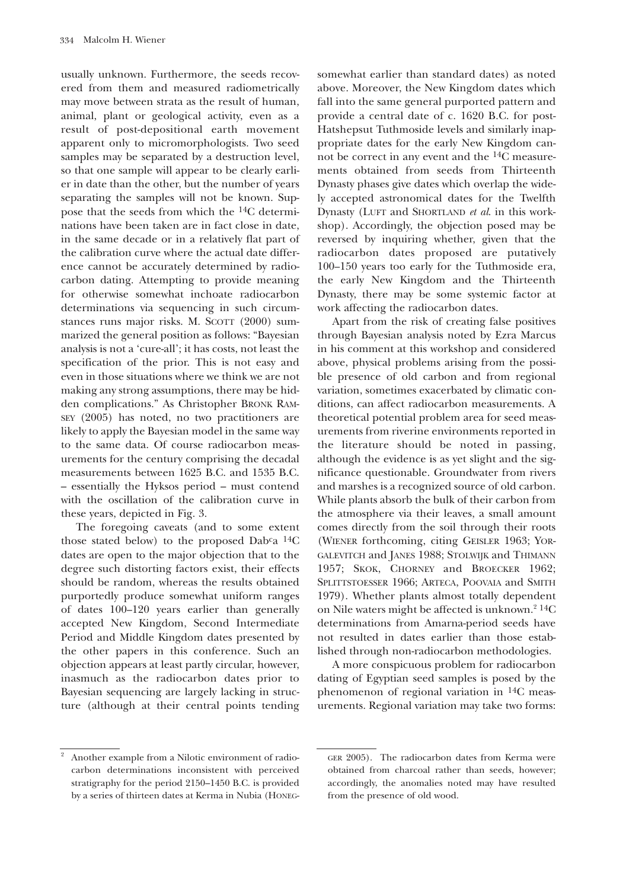usually unknown. Furthermore, the seeds recovered from them and measured radiometrically may move between strata as the result of human, animal, plant or geological activity, even as a result of post-depositional earth movement apparent only to micromorphologists. Two seed samples may be separated by a destruction level, so that one sample will appear to be clearly earlier in date than the other, but the number of years separating the samples will not be known. Suppose that the seeds from which the $^{14}C$ determinations have been taken are in fact close in date, in the same decade or in a relatively flat part of the calibration curve where the actual date difference cannot be accurately determined by radiocarbon dating. Attempting to provide meaning for otherwise somewhat inchoate radiocarbon determinations via sequencing in such circumstances runs major risks. M. SCOTT (2000) summarized the general position as follows: "Bayesian analysis is not a 'cure-all'; it has costs, not least the specification of the prior. This is not easy and even in those situations where we think we are not making any strong assumptions, there may be hidden complications." As Christopher BRONK RAMSEY (2005) has noted, no two practitioners are likely to apply the Bayesian model in the same way to the same data. Of course radiocarbon measurements for the century comprising the decadal measurements between 1625 B.C. and 1535 B.C. – essentially the Hyksos period – must contend with the oscillation of the calibration curve in these years, depicted in Fig. 3.

The foregoing caveats (and to some extent those stated below) to the proposed Dab<sup>c</sup>a $^{14}C$ dates are open to the major objection that to the degree such distorting factors exist, their effects should be random, whereas the results obtained purportedly produce somewhat uniform ranges of dates 100–120 years earlier than generally accepted New Kingdom, Second Intermediate Period and Middle Kingdom dates presented by the other papers in this conference. Such an objection appears at least partly circular, however, inasmuch as the radiocarbon dates prior to Bayesian sequencing are largely lacking in structure (although at their central points tending somewhat earlier than standard dates) as noted above. Moreover, the New Kingdom dates which fall into the same general purported pattern and provide a central date of c. 1620 B.C. for post-Hatshepsut Tuthmoside levels and similarly inappropriate dates for the early New Kingdom cannot be correct in any event and the $^{14}C$ measurements obtained from seeds from Thirteenth Dynasty phases give dates which overlap the widely accepted astronomical dates for the Twelfth Dynasty (LUFT and SHORTLAND *et al.* in this workshop). Accordingly, the objection posed may be reversed by inquiring whether, given that the radiocarbon dates proposed are putatively 100–150 years too early for the Tuthmoside era, the early New Kingdom and the Thirteenth Dynasty, there may be some systemic factor at work affecting the radiocarbon dates.

Apart from the risk of creating false positives through Bayesian analysis noted by Ezra Marcus in his comment at this workshop and considered above, physical problems arising from the possible presence of old carbon and from regional variation, sometimes exacerbated by climatic conditions, can affect radiocarbon measurements. A theoretical potential problem area for seed measurements from riverine environments reported in the literature should be noted in passing, although the evidence is as yet slight and the significance questionable. Groundwater from rivers and marshes is a recognized source of old carbon. While plants absorb the bulk of their carbon from the atmosphere via their leaves, a small amount comes directly from the soil through their roots (WIENER forthcoming, citing GEISLER 1963; YORGALEVITCH and JANES 1988; STOLWIJK and THIMANN 1957; SKOK, CHORNEY and BROECKER 1962; SPLITTSTOESSER 1966; ARTECA, POOVAIA and SMITH 1979). Whether plants almost totally dependent on Nile waters might be affected is unknown.[2] $^{14}C$ determinations from Amarna-period seeds have not resulted in dates earlier than those established through non-radiocarbon methodologies.

A more conspicuous problem for radiocarbon dating of Egyptian seed samples is posed by the phenomenon of regional variation in $^{14}C$ measurements. Regional variation may take two forms:

---

[2] Another example from a Nilotic environment of radiocarbon determinations inconsistent with perceived stratigraphy for the period 2150–1450 B.C. is provided by a series of thirteen dates at Kerma in Nubia (HONEGGER 2005). The radiocarbon dates from Kerma were obtained from charcoal rather than seeds, however; accordingly, the anomalies noted may have resulted from the presence of old wood.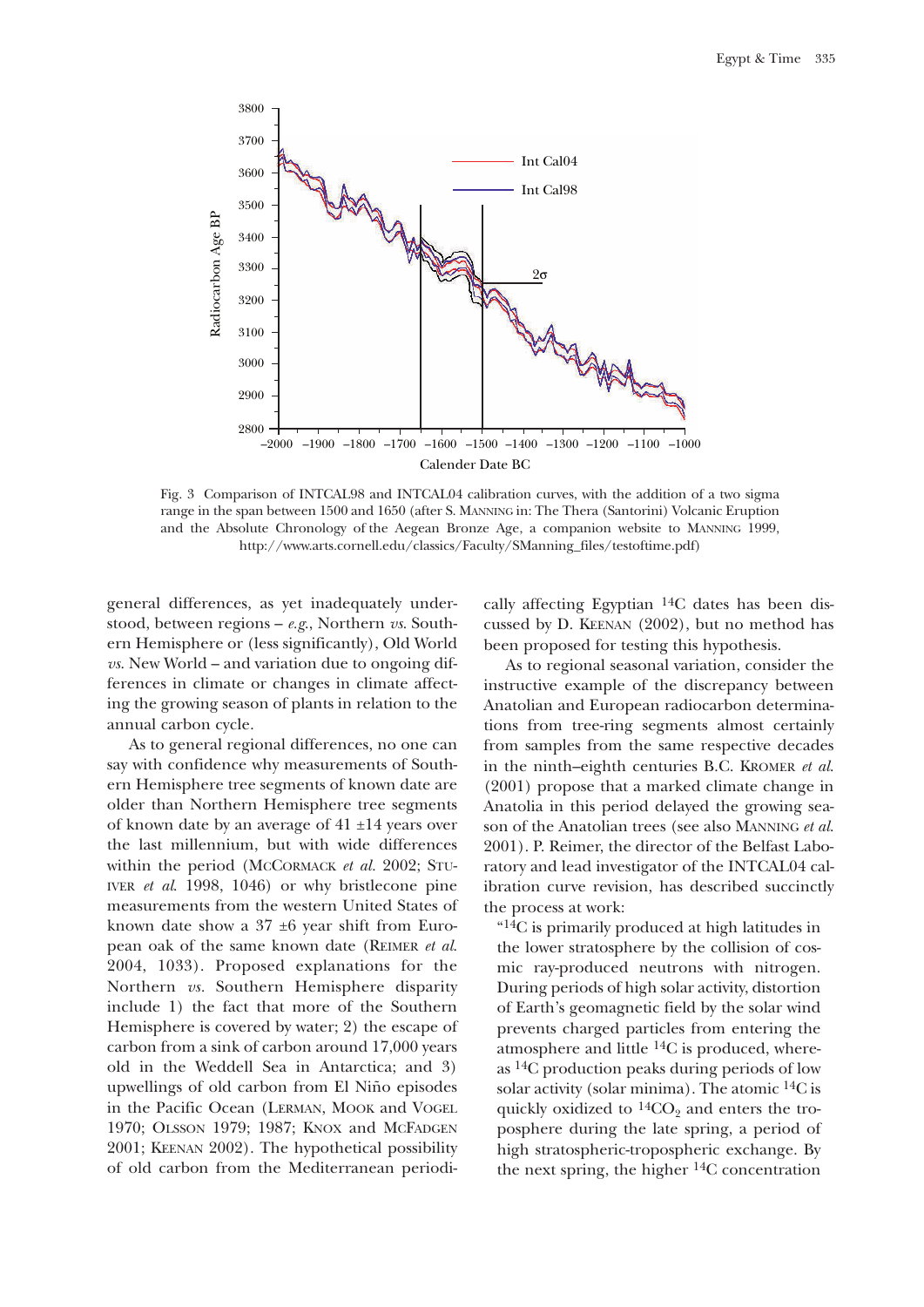Fig. 3 Comparison of INTCAL98 and INTCAL04 calibration curves, with the addition of a two sigma range in the span between 1500 and 1650 (after S. MANNING in: The Thera (Santorini) Volcanic Eruption and the Absolute Chronology of the Aegean Bronze Age, a companion website to MANNING 1999, http://www.arts.cornell.edu/classics/Faculty/SManning_files/testoftime.pdf)

general differences, as yet inadequately understood, between regions – *e.g.*, Northern *vs.* Southern Hemisphere or (less significantly), Old World *vs.* New World – and variation due to ongoing differences in climate or changes in climate affecting the growing season of plants in relation to the annual carbon cycle.

As to general regional differences, no one can say with confidence why measurements of Southern Hemisphere tree segments of known date are older than Northern Hemisphere tree segments of known date by an average of 41 ±14 years over the last millennium, but with wide differences within the period (MCCORMACK *et al.* 2002; STUIVER *et al.* 1998, 1046) or why bristlecone pine measurements from the western United States of known date show a 37 ±6 year shift from European oak of the same known date (REIMER *et al.* 2004, 1033). Proposed explanations for the Northern *vs.* Southern Hemisphere disparity include 1) the fact that more of the Southern Hemisphere is covered by water; 2) the escape of carbon from a sink of carbon around 17,000 years old in the Weddell Sea in Antarctica; and 3) upwellings of old carbon from El Niño episodes in the Pacific Ocean (LERMAN, MOOK and VOGEL 1970; OLSSON 1979; 1987; KNOX and MCFADGEN 2001; KEENAN 2002). The hypothetical possibility of old carbon from the Mediterranean periodically affecting Egyptian $^{14}C$ dates has been discussed by D. KEENAN (2002), but no method has been proposed for testing this hypothesis.

As to regional seasonal variation, consider the instructive example of the discrepancy between Anatolian and European radiocarbon determinations from tree-ring segments almost certainly from samples from the same respective decades in the ninth–eighth centuries B.C. KROMER *et al.* (2001) propose that a marked climate change in Anatolia in this period delayed the growing season of the Anatolian trees (see also MANNING *et al.* 2001). P. Reimer, the director of the Belfast Laboratory and lead investigator of the INTCAL04 calibration curve revision, has described succinctly the process at work:

"$^{14}C$ is primarily produced at high latitudes in the lower stratosphere by the collision of cosmic ray-produced neutrons with nitrogen. During periods of high solar activity, distortion of Earth's geomagnetic field by the solar wind prevents charged particles from entering the atmosphere and little $^{14}C$ is produced, whereas $^{14}C$ production peaks during periods of low solar activity (solar minima). The atomic $^{14}C$ is quickly oxidized to $^{14}CO_2$ and enters the troposphere during the late spring, a period of high stratospheric-tropospheric exchange. By the next spring, the higher $^{14}C$ concentration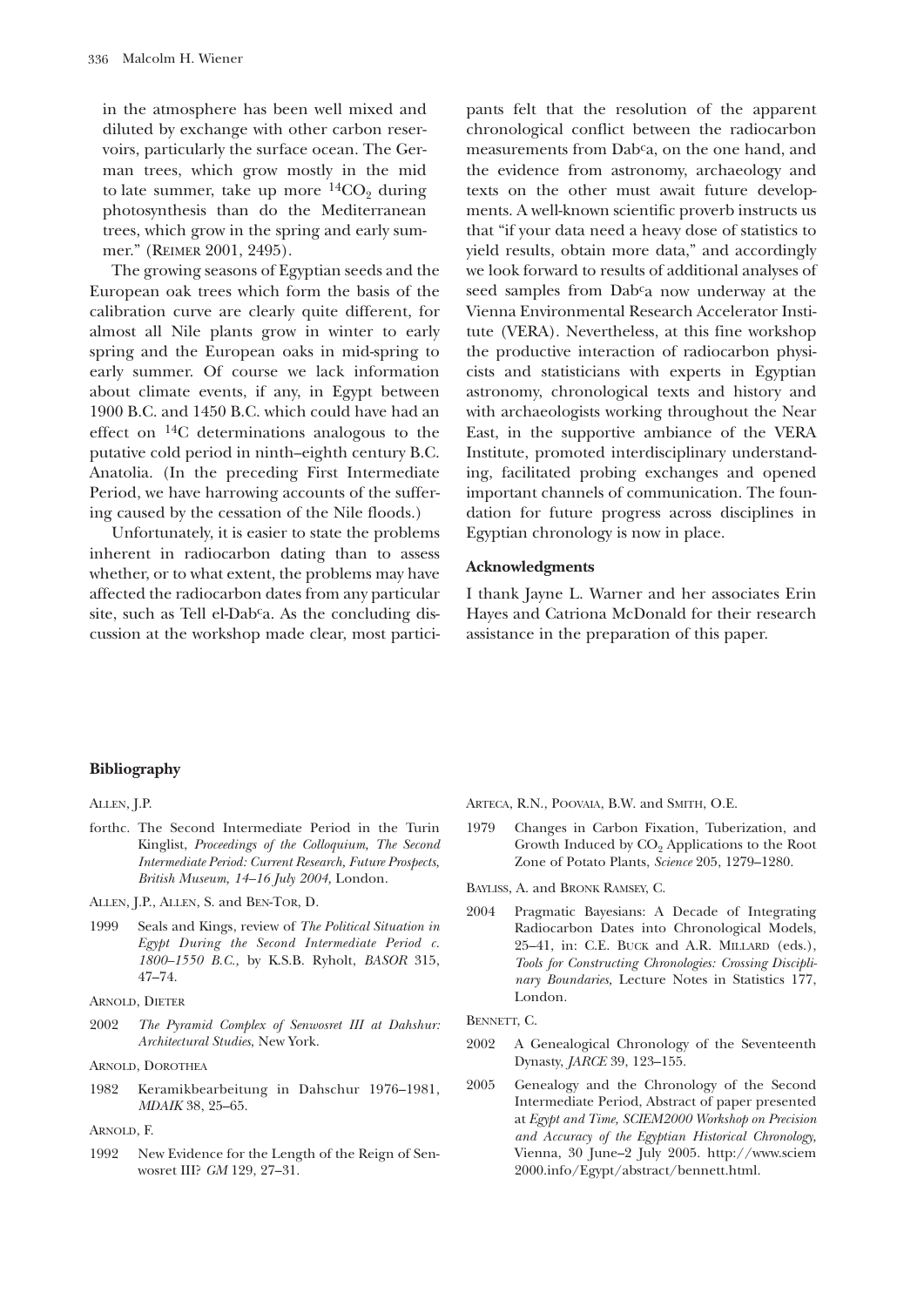in the atmosphere has been well mixed and diluted by exchange with other carbon reservoirs, particularly the surface ocean. The German trees, which grow mostly in the mid to late summer, take up more $^{14}CO_2$ during photosynthesis than do the Mediterranean trees, which grow in the spring and early summer." (REIMER 2001, 2495).

The growing seasons of Egyptian seeds and the European oak trees which form the basis of the calibration curve are clearly quite different, for almost all Nile plants grow in winter to early spring and the European oaks in mid-spring to early summer. Of course we lack information about climate events, if any, in Egypt between 1900 B.C. and 1450 B.C. which could have had an effect on $^{14}C$ determinations analogous to the putative cold period in ninth–eighth century B.C. Anatolia. (In the preceding First Intermediate Period, we have harrowing accounts of the suffering caused by the cessation of the Nile floods.)

Unfortunately, it is easier to state the problems inherent in radiocarbon dating than to assess whether, or to what extent, the problems may have affected the radiocarbon dates from any particular site, such as Tell el-Dabca. As the concluding discussion at the workshop made clear, most participants felt that the resolution of the apparent chronological conflict between the radiocarbon measurements from Dabca, on the one hand, and the evidence from astronomy, archaeology and texts on the other must await future developments. A well-known scientific proverb instructs us that "if your data need a heavy dose of statistics to yield results, obtain more data," and accordingly we look forward to results of additional analyses of seed samples from Dabca now underway at the Vienna Environmental Research Accelerator Institute (VERA). Nevertheless, at this fine workshop the productive interaction of radiocarbon physicists and statisticians with experts in Egyptian astronomy, chronological texts and history and with archaeologists working throughout the Near East, in the supportive ambiance of the VERA Institute, promoted interdisciplinary understanding, facilitated probing exchanges and opened important channels of communication. The foundation for future progress across disciplines in Egyptian chronology is now in place.

### Acknowledgments

I thank Jayne L. Warner and her associates Erin Hayes and Catriona McDonald for their research assistance in the preparation of this paper.

### Bibliography

ALLEN, J.P.

forthc. The Second Intermediate Period in the Turin Kinglist, *Proceedings of the Colloquium, The Second Intermediate Period: Current Research, Future Prospects, British Museum, 14–16 July 2004,* London.

ALLEN, J.P., ALLEN, S. and BEN-TOR, D.

1999 Seals and Kings, review of *The Political Situation in Egypt During the Second Intermediate Period c. 1800–1550 B.C.,* by K.S.B. Ryholt, *BASOR* 315, 47–74.

ARNOLD, DIETER

2002 *The Pyramid Complex of Senwosret III at Dahshur: Architectural Studies*, New York.

ARNOLD, DOROTHEA

1982 Keramikbearbeitung in Dahschur 1976–1981, *MDAIK* 38, 25–65.

ARNOLD, F.

1992 New Evidence for the Length of the Reign of Senwosret III? *GM* 129, 27–31.

ARTECA, R.N., POOVAIA, B.W. and SMITH, O.E.

1979 Changes in Carbon Fixation, Tuberization, and Growth Induced by $CO_2$ Applications to the Root Zone of Potato Plants, *Science* 205, 1279–1280.

BAYLISS, A. and BRONK RAMSEY, C.

2004 Pragmatic Bayesians: A Decade of Integrating Radiocarbon Dates into Chronological Models, 25–41, in: C.E. BUCK and A.R. MILLARD (eds.), *Tools for Constructing Chronologies: Crossing Disciplinary Boundaries,* Lecture Notes in Statistics 177, London.

BENNETT, C.

2002 A Genealogical Chronology of the Seventeenth Dynasty, *JARCE* 39, 123–155.

2005 Genealogy and the Chronology of the Second Intermediate Period, Abstract of paper presented at *Egypt and Time, SCIEM2000 Workshop on Precision and Accuracy of the Egyptian Historical Chronology,* Vienna, 30 June–2 July 2005. http://www.sciem2000.info/Egypt/abstract/bennett.html.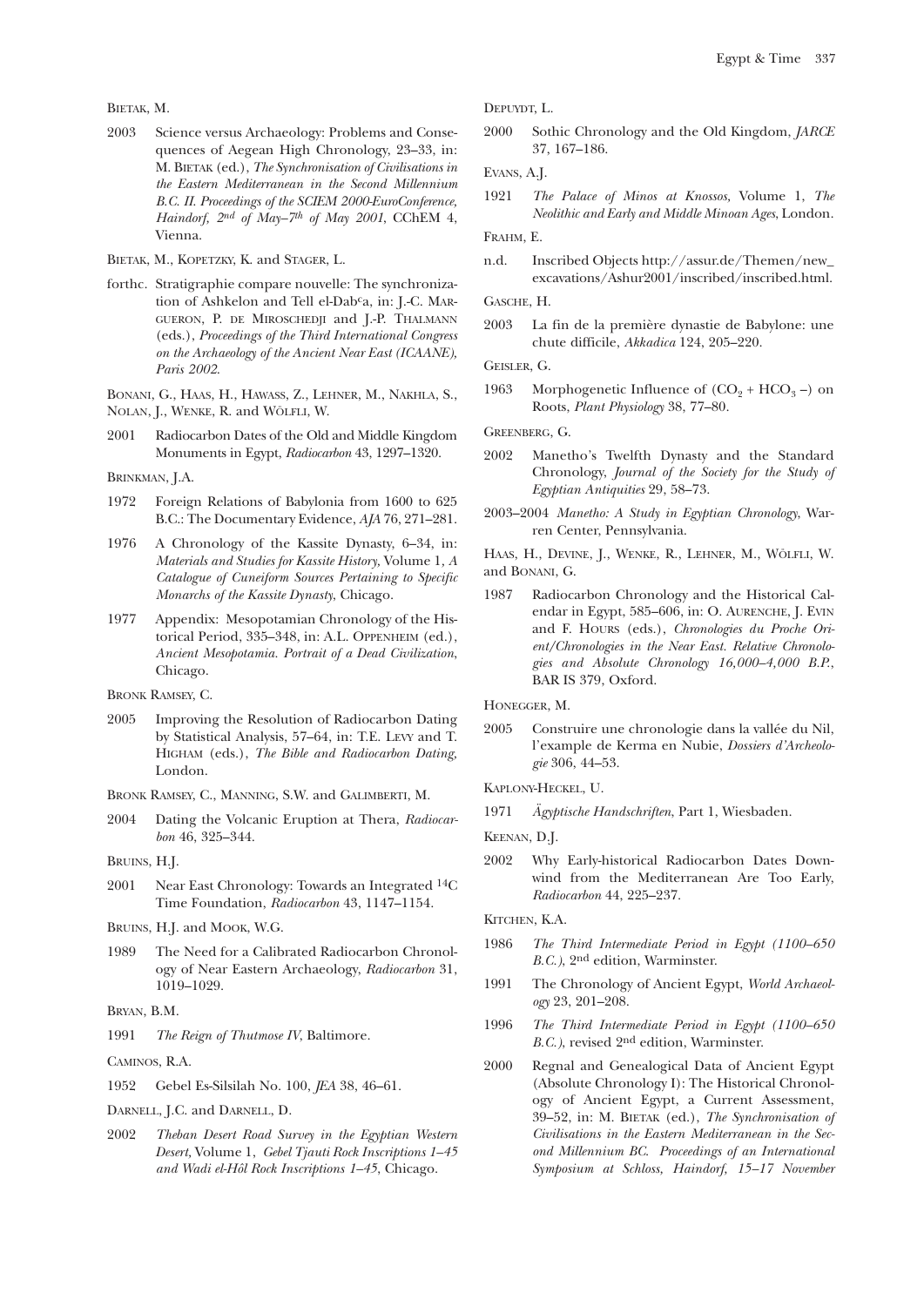BIETAK, M.

2003 Science versus Archaeology: Problems and Consequences of Aegean High Chronology, 23–33, in: M. BIETAK (ed.), *The Synchronisation of Civilisations in the Eastern Mediterranean in the Second Millennium B.C. II. Proceedings of the SCIEM 2000-EuroConference, Haindorf, 2nd of May–7th of May 2001*, CChEM 4, Vienna.

BIETAK, M., KOPETZKY, K. and STAGER, L.

forthc. Stratigraphie compare nouvelle: The synchronization of Ashkelon and Tell el-Dabᶜa, in: J.-C. MARGUERON, P. DE MIROSCHEDJI and J.-P. THALMANN (eds.), *Proceedings of the Third International Congress on the Archaeology of the Ancient Near East (ICAANE), Paris 2002*.

BONANI, G., HAAS, H., HAWASS, Z., LEHNER, M., NAKHLA, S., NOLAN, J., WENKE, R. and WÖLFLI, W.

2001 Radiocarbon Dates of the Old and Middle Kingdom Monuments in Egypt, *Radiocarbon* 43, 1297–1320.

BRINKMAN, J.A.

1972 Foreign Relations of Babylonia from 1600 to 625 B.C.: The Documentary Evidence, *AJA* 76, 271–281.

1976 A Chronology of the Kassite Dynasty, 6–34, in: *Materials and Studies for Kassite History,* Volume 1, *A Catalogue of Cuneiform Sources Pertaining to Specific Monarchs of the Kassite Dynasty*, Chicago.

1977 Appendix: Mesopotamian Chronology of the Historical Period, 335–348, in: A.L. OPPENHEIM (ed.), *Ancient Mesopotamia. Portrait of a Dead Civilization*, Chicago.

BRONK RAMSEY, C.

2005 Improving the Resolution of Radiocarbon Dating by Statistical Analysis, 57–64, in: T.E. LEVY and T. HIGHAM (eds.), *The Bible and Radiocarbon Dating*, London.

BRONK RAMSEY, C., MANNING, S.W. and GALIMBERTI, M.

2004 Dating the Volcanic Eruption at Thera, *Radiocarbon* 46, 325–344.

BRUINS, H.J.

2001 Near East Chronology: Towards an Integrated $^{14}C$ Time Foundation, *Radiocarbon* 43, 1147–1154.

BRUINS, H.J. and MOOK, W.G.

1989 The Need for a Calibrated Radiocarbon Chronology of Near Eastern Archaeology, *Radiocarbon* 31, 1019–1029.

BRYAN, B.M.

1991 *The Reign of Thutmose IV*, Baltimore.

CAMINOS, R.A.

1952 Gebel Es-Silsilah No. 100, *JEA* 38, 46–61.

DARNELL, J.C. and DARNELL, D.

2002 *Theban Desert Road Survey in the Egyptian Western Desert*, Volume 1, *Gebel Tjauti Rock Inscriptions 1–45 and Wadi el-Hôl Rock Inscriptions 1–45*, Chicago.

DEPUYDT, L.

2000 Sothic Chronology and the Old Kingdom, *JARCE* 37, 167–186.

EVANS, A.J.

1921 *The Palace of Minos at Knossos*, Volume 1, *The Neolithic and Early and Middle Minoan Ages*, London.

FRAHM, E.

n.d. Inscribed Objects http://assur.de/Themen/new_excavations/Ashur2001/inscribed/inscribed.html.

GASCHE, H.

2003 La fin de la première dynastie de Babylone: une chute difficile, *Akkadica* 124, 205–220.

GEISLER, G.

1963 Morphogenetic Influence of ($CO_2$ + $HCO_3$ –) on Roots, *Plant Physiology* 38, 77–80.

GREENBERG, G.

2002 Manetho's Twelfth Dynasty and the Standard Chronology, *Journal of the Society for the Study of Egyptian Antiquities* 29, 58–73.

2003–2004 *Manetho: A Study in Egyptian Chronology*, Warren Center, Pennsylvania.

HAAS, H., DEVINE, J., WENKE, R., LEHNER, M., WÖLFLI, W. and BONANI, G.

1987 Radiocarbon Chronology and the Historical Calendar in Egypt, 585–606, in: O. AURENCHE, J. EVIN and F. HOURS (eds.), *Chronologies du Proche Orient/Chronologies in the Near East. Relative Chronologies and Absolute Chronology 16,000–4,000 B.P.*, BAR IS 379, Oxford.

HONEGGER, M.

2005 Construire une chronologie dans la vallée du Nil, l'exemple de Kerma en Nubie, *Dossiers d'Archeologie* 306, 44–53.

KAPLONY-HECKEL, U.

1971 *Ägyptische Handschriften*, Part 1, Wiesbaden.

KEENAN, D.J.

2002 Why Early-historical Radiocarbon Dates Downwind from the Mediterranean Are Too Early, *Radiocarbon* 44, 225–237.

KITCHEN, K.A.

1986 *The Third Intermediate Period in Egypt (1100–650 B.C.)*, 2nd edition, Warminster.

1991 The Chronology of Ancient Egypt, *World Archaeology* 23, 201–208.

1996 *The Third Intermediate Period in Egypt (1100–650 B.C.)*, revised 2nd edition, Warminster.

2000 Regnal and Genealogical Data of Ancient Egypt (Absolute Chronology I): The Historical Chronology of Ancient Egypt, a Current Assessment, 39–52, in: M. BIETAK (ed.), *The Synchronisation of Civilisations in the Eastern Mediterranean in the Second Millennium BC. Proceedings of an International Symposium at Schloss, Haindorf, 15–17 November*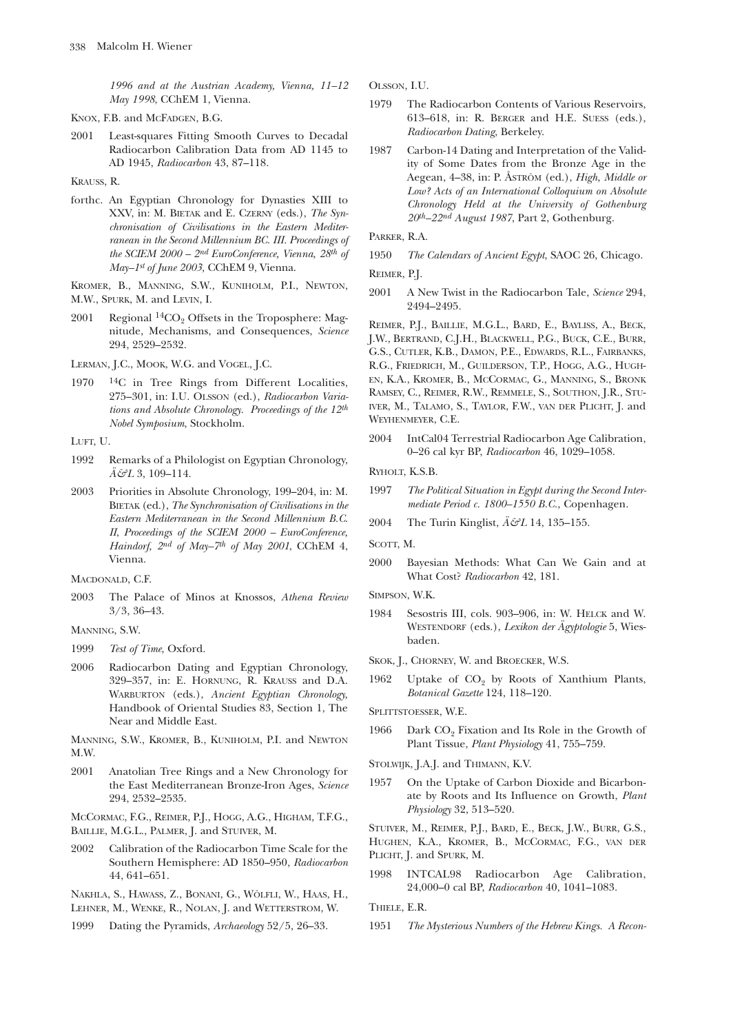*1996 and at the Austrian Academy, Vienna, 11–12 May 1998*, CChEM 1, Vienna.

Knox, F.B. and McFadgen, B.G.

2001 Least-squares Fitting Smooth Curves to Decadal Radiocarbon Calibration Data from AD 1145 to AD 1945, *Radiocarbon* 43, 87–118.

Krauss, R.

forthc. An Egyptian Chronology for Dynasties XIII to XXV, in: M. Bietak and E. Czerny (eds.), *The Synchronisation of Civilisations in the Eastern Mediterranean in the Second Millennium BC. III. Proceedings of the SCIEM 2000 – 2nd EuroConference, Vienna, 28th of May–1st of June 2003*, CChEM 9, Vienna.

Kromer, B., Manning, S.W., Kuniholm, P.I., Newton, M.W., Spurk, M. and Levin, I.

2001 Regional $^{14}CO_2$ Offsets in the Troposphere: Magnitude, Mechanisms, and Consequences, *Science* 294, 2529–2532.

Lerman, J.C., Mook, W.G. and Vogel, J.C.

1970 $^{14}C$ in Tree Rings from Different Localities, 275–301, in: I.U. Olsson (ed.), *Radiocarbon Variations and Absolute Chronology. Proceedings of the 12th Nobel Symposium*, Stockholm.

Luft, U.

1992 Remarks of a Philologist on Egyptian Chronology, *Ä&L* 3, 109–114.

2003 Priorities in Absolute Chronology, 199–204, in: M. Bietak (ed.), *The Synchronisation of Civilisations in the Eastern Mediterranean in the Second Millennium B.C. II, Proceedings of the SCIEM 2000 – EuroConference, Haindorf, 2nd of May–7th of May 2001*, CChEM 4, Vienna.

MacDonald, C.F.

2003 The Palace of Minos at Knossos, *Athena Review* 3/3, 36–43.

Manning, S.W.

1999 *Test of Time*, Oxford.

2006 Radiocarbon Dating and Egyptian Chronology, 329–357, in: E. Hornung, R. Krauss and D.A. Warburton (eds.), *Ancient Egyptian Chronology*, Handbook of Oriental Studies 83, Section 1, The Near and Middle East.

Manning, S.W., Kromer, B., Kuniholm, P.I. and Newton M.W.

2001 Anatolian Tree Rings and a New Chronology for the East Mediterranean Bronze-Iron Ages, *Science* 294, 2532–2535.

McCormac, F.G., Reimer, P.J., Hogg, A.G., Higham, T.F.G., Baillie, M.G.L., Palmer, J. and Stuiver, M.

2002 Calibration of the Radiocarbon Time Scale for the Southern Hemisphere: AD 1850–950, *Radiocarbon* 44, 641–651.

Nakhla, S., Hawass, Z., Bonani, G., Wölfli, W., Haas, H., Lehner, M., Wenke, R., Nolan, J. and Wetterstrom, W.

1999 Dating the Pyramids, *Archaeology* 52/5, 26–33.

Olsson, I.U.

1979 The Radiocarbon Contents of Various Reservoirs, 613–618, in: R. Berger and H.E. Suess (eds.), *Radiocarbon Dating*, Berkeley.

1987 Carbon-14 Dating and Interpretation of the Validity of Some Dates from the Bronze Age in the Aegean, 4–38, in: P. Åström (ed.), *High, Middle or Low? Acts of an International Colloquium on Absolute Chronology Held at the University of Gothenburg 20th–22nd August 1987*, Part 2, Gothenburg.

Parker, R.A.

1950 *The Calendars of Ancient Egypt*, SAOC 26, Chicago.

Reimer, P.J.

2001 A New Twist in the Radiocarbon Tale, *Science* 294, 2494–2495.

Reimer, P.J., Baillie, M.G.L., Bard, E., Bayliss, A., Beck, J.W., Bertrand, C.J.H., Blackwell, P.G., Buck, C.E., Burr, G.S., Cutler, K.B., Damon, P.E., Edwards, R.L., Fairbanks, R.G., Friedrich, M., Guilderson, T.P., Hogg, A.G., Hughen, K.A., Kromer, B., McCormac, G., Manning, S., Bronk Ramsey, C., Reimer, R.W., Remmele, S., Southon, J.R., Stuiver, M., Talamo, S., Taylor, F.W., van der Plicht, J. and Weyhenmeyer, C.E.

2004 IntCal04 Terrestrial Radiocarbon Age Calibration, 0–26 cal kyr BP, *Radiocarbon* 46, 1029–1058.

Ryholt, K.S.B.

1997 *The Political Situation in Egypt during the Second Intermediate Period c. 1800–1550 B.C.*, Copenhagen.

2004 The Turin Kinglist, *Ä&L* 14, 135–155.

Scott, M.

2000 Bayesian Methods: What Can We Gain and at What Cost? *Radiocarbon* 42, 181.

Simpson, W.K.

1984 Sesostris III, cols. 903–906, in: W. Helck and W. Westendorf (eds.), *Lexikon der Ägyptologie* 5, Wiesbaden.

Skok, J., Chorney, W. and Broecker, W.S.

1962 Uptake of $CO_2$ by Roots of Xanthium Plants, *Botanical Gazette* 124, 118–120.

Splittstoesser, W.E.

1966 Dark $CO_2$ Fixation and Its Role in the Growth of Plant Tissue, *Plant Physiology* 41, 755–759.

Stolwijk, J.A.J. and Thimann, K.V.

1957 On the Uptake of Carbon Dioxide and Bicarbonate by Roots and Its Influence on Growth, *Plant Physiology* 32, 513–520.

Stuiver, M., Reimer, P.J., Bard, E., Beck, J.W., Burr, G.S., Hughen, K.A., Kromer, B., McCormac, F.G., van der Plicht, J. and Spurk, M.

1998 INTCAL98 Radiocarbon Age Calibration, 24,000–0 cal BP, *Radiocarbon* 40, 1041–1083.

Thiele, E.R.

1951 *The Mysterious Numbers of the Hebrew Kings. A Recon-*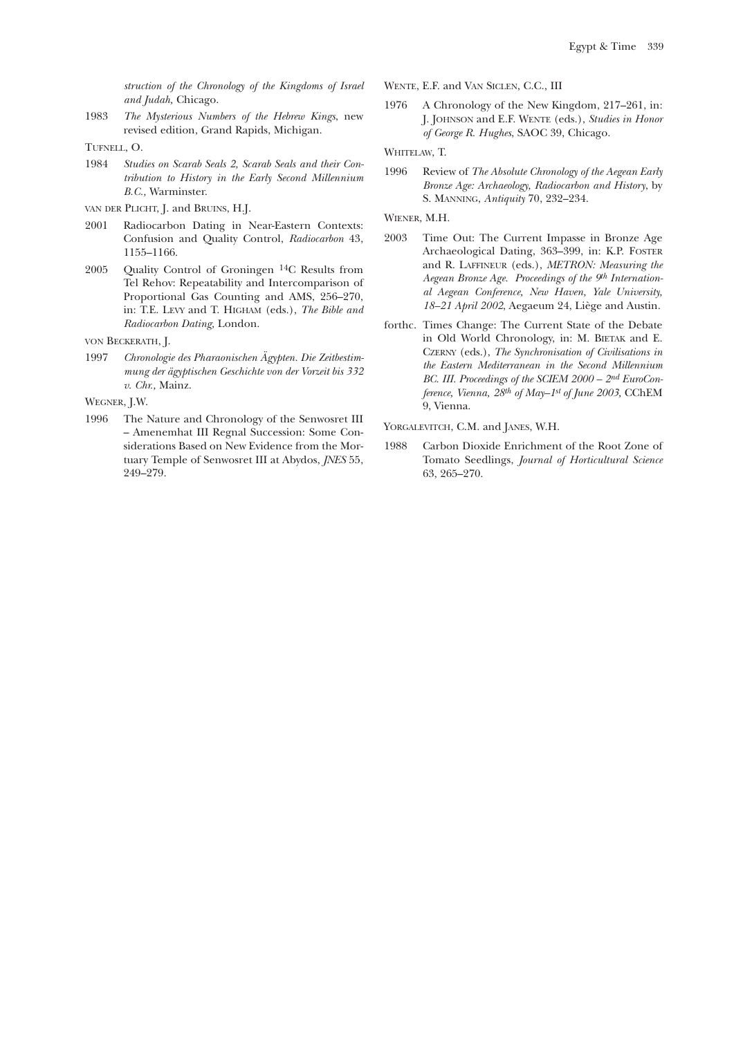*struction of the Chronology of the Kingdoms of Israel and Judah,* Chicago.

1983 *The Mysterious Numbers of the Hebrew Kings*, new revised edition, Grand Rapids, Michigan.

Tufnell, O.

1984 *Studies on Scarab Seals 2, Scarab Seals and their Contribution to History in the Early Second Millennium B.C.,* Warminster.

van der Plicht, J. and Bruins, H.J.

2001 Radiocarbon Dating in Near-Eastern Contexts: Confusion and Quality Control, *Radiocarbon* 43, 1155–1166.

2005 Quality Control of Groningen $^{14}C$ Results from Tel Rehov: Repeatability and Intercomparison of Proportional Gas Counting and AMS, 256–270, in: T.E. Levy and T. Higham (eds.), *The Bible and Radiocarbon Dating,* London.

von Beckerath, J.

1997 *Chronologie des Pharaonischen Ägypten. Die Zeitbestimmung der ägyptischen Geschichte von der Vorzeit bis 332 v. Chr.,* Mainz.

Wegner, J.W.

1996 The Nature and Chronology of the Senwosret III – Amenemhat III Regnal Succession: Some Considerations Based on New Evidence from the Mortuary Temple of Senwosret III at Abydos, *JNES* 55, 249–279.

Wente, E.F. and Van Siclen, C.C., III

1976 A Chronology of the New Kingdom, 217–261, in: J. Johnson and E.F. Wente (eds.), *Studies in Honor of George R. Hughes*, SAOC 39, Chicago.

Whitelaw, T.

1996 Review of *The Absolute Chronology of the Aegean Early Bronze Age: Archaeology, Radiocarbon and History*, by S. Manning, *Antiquity* 70, 232–234.

Wiener, M.H.

2003 Time Out: The Current Impasse in Bronze Age Archaeological Dating, 363–399, in: K.P. Foster and R. Laffineur (eds.), *METRON: Measuring the Aegean Bronze Age. Proceedings of the 9th International Aegean Conference, New Haven, Yale University, 18–21 April 2002*, Aegaeum 24, Liège and Austin.

forthc. Times Change: The Current State of the Debate in Old World Chronology, in: M. Bietak and E. Czerny (eds.), *The Synchronisation of Civilisations in the Eastern Mediterranean in the Second Millennium BC. III. Proceedings of the SCIEM 2000 – 2nd EuroConference, Vienna, 28th of May–1st of June 2003,* CChEM 9, Vienna.

Yorgalevitch, C.M. and Janes, W.H.

1988 Carbon Dioxide Enrichment of the Root Zone of Tomato Seedlings, *Journal of Horticultural Science* 63, 265–270.